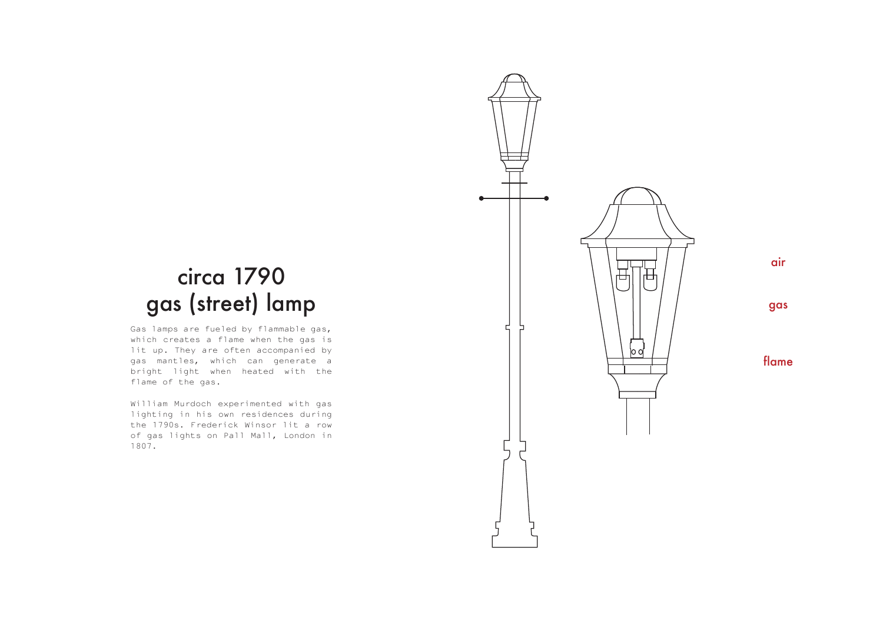# circa 1790 gas (street) lamp

Gas lamps are fueled by flammable gas, which creates a flame when the gas is lit up. They are often accompanied by gas mantles, which can generate a bright light when heated with the flame of the gas.

William Murdoch experimented with gas lighting in his own residences during the 1790s. Frederick Winsor lit a row of gas lights on Pall Mall, London in 1807.

air

gas

flame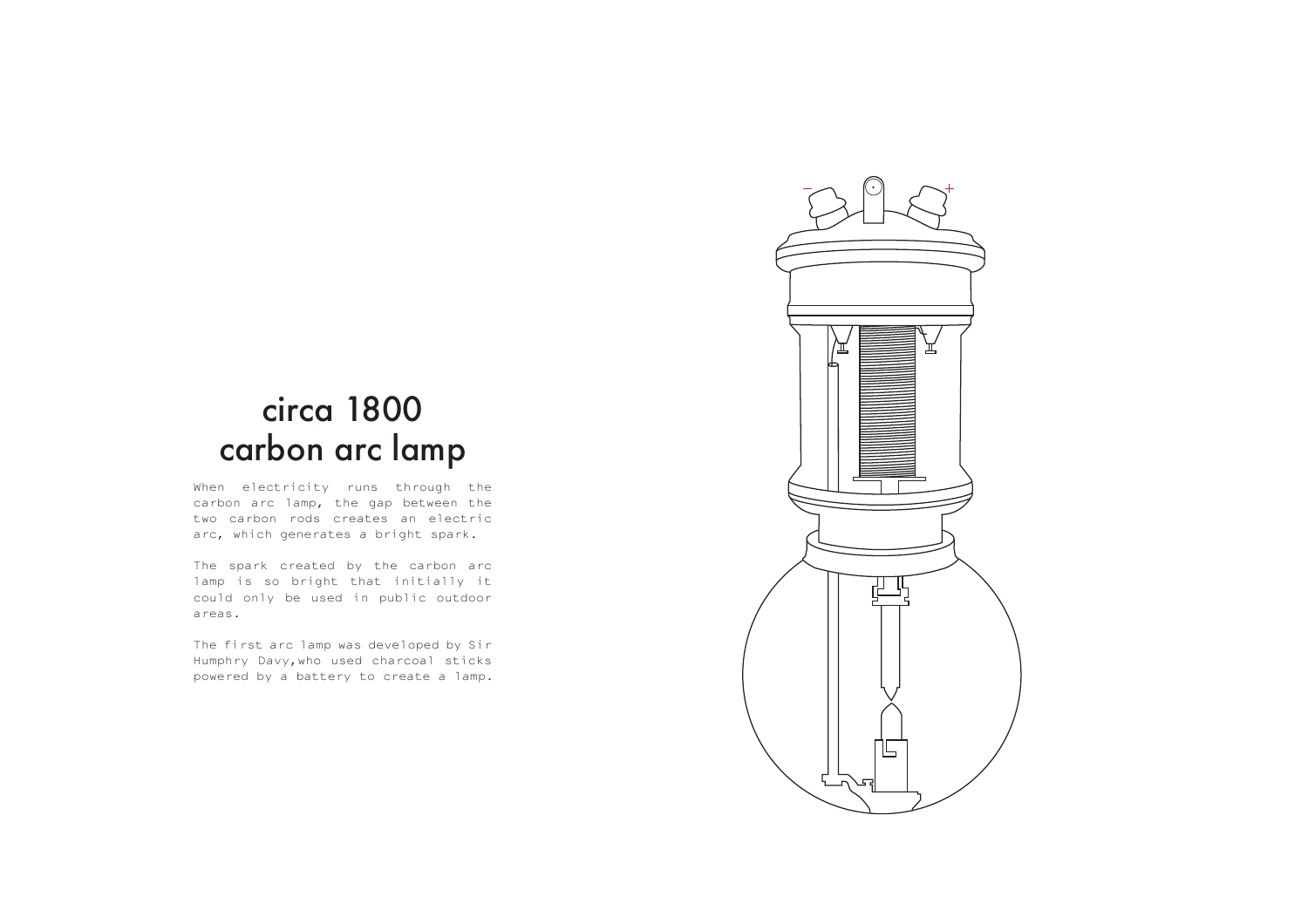# circa 1800 carbon arc lamp

When electricity runs through the carbon arc lamp, the gap between the two carbon rods creates an electric arc, which generates a bright spark.

The spark created by the carbon arc lamp is so bright that initially it could only be used in public outdoor areas.

The first arc lamp was developed by Sir Humphry Davy,who used charcoal sticks powered by a battery to create a lamp.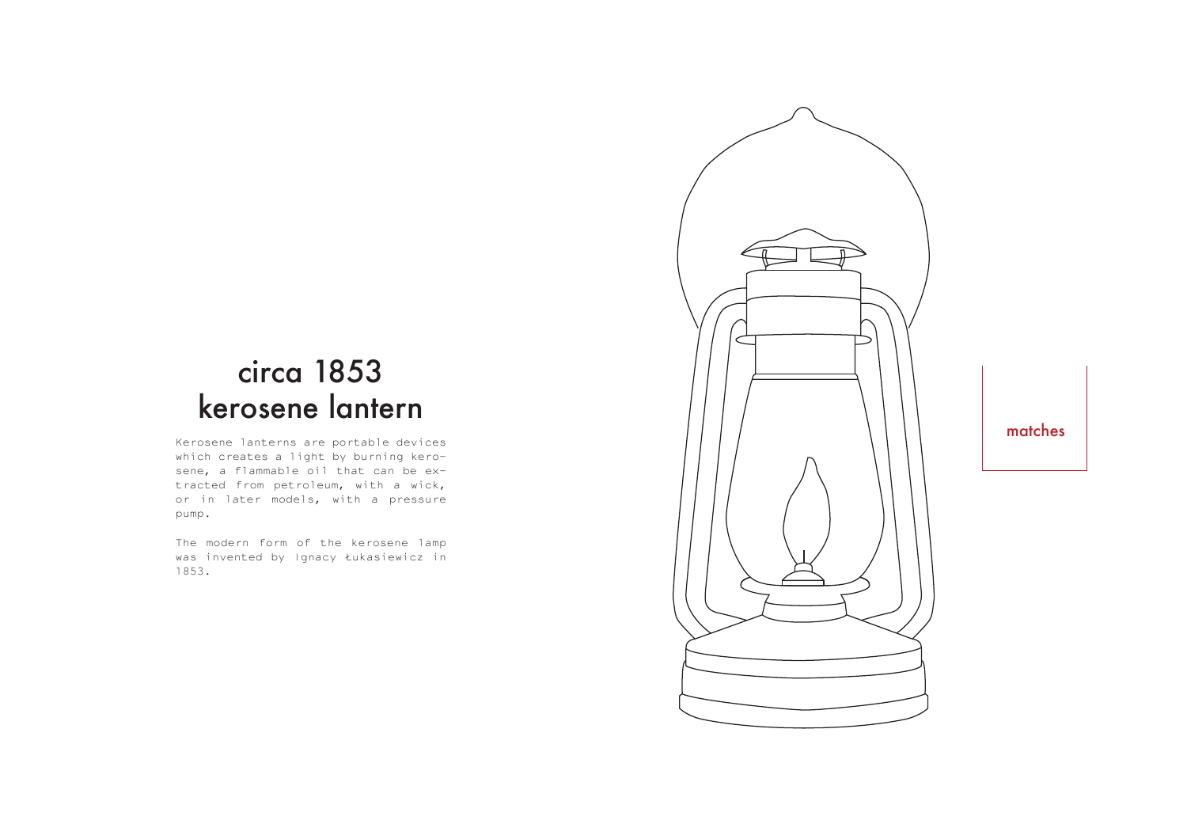# circa 1853 kerosene lantern

Kerosene lanterns are portable devices which creates a light by burning kerosene, a flammable oil that can be extracted from petroleum, with a wick, or in later models, with a pressure pump.

The modern form of the kerosene lamp was invented by Ignacy Łukasiewicz in 1853.

matches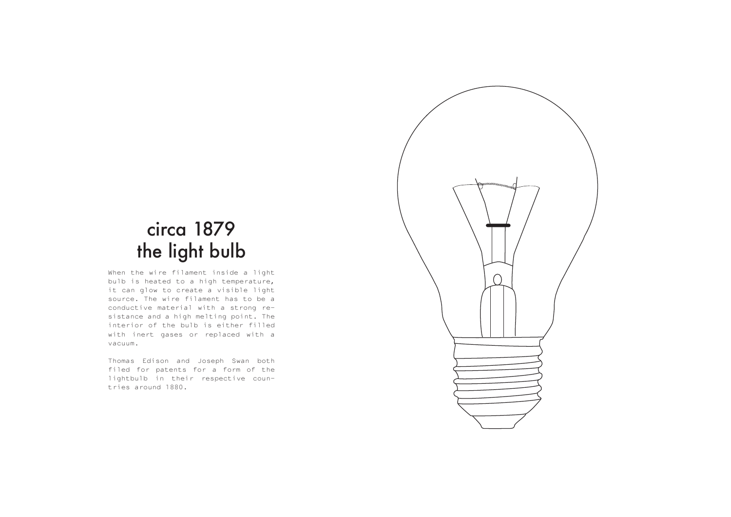# circa 1879
# the light bulb

When the wire filament inside a light bulb is heated to a high temperature, it can glow to create a visible light source. The wire filament has to be a conductive material with a strong resistance and a high melting point. The interior of the bulb is either filled with inert gases or replaced with a vacuum.

Thomas Edison and Joseph Swan both filed for patents for a form of the lightbulb in their respective countries around 1880.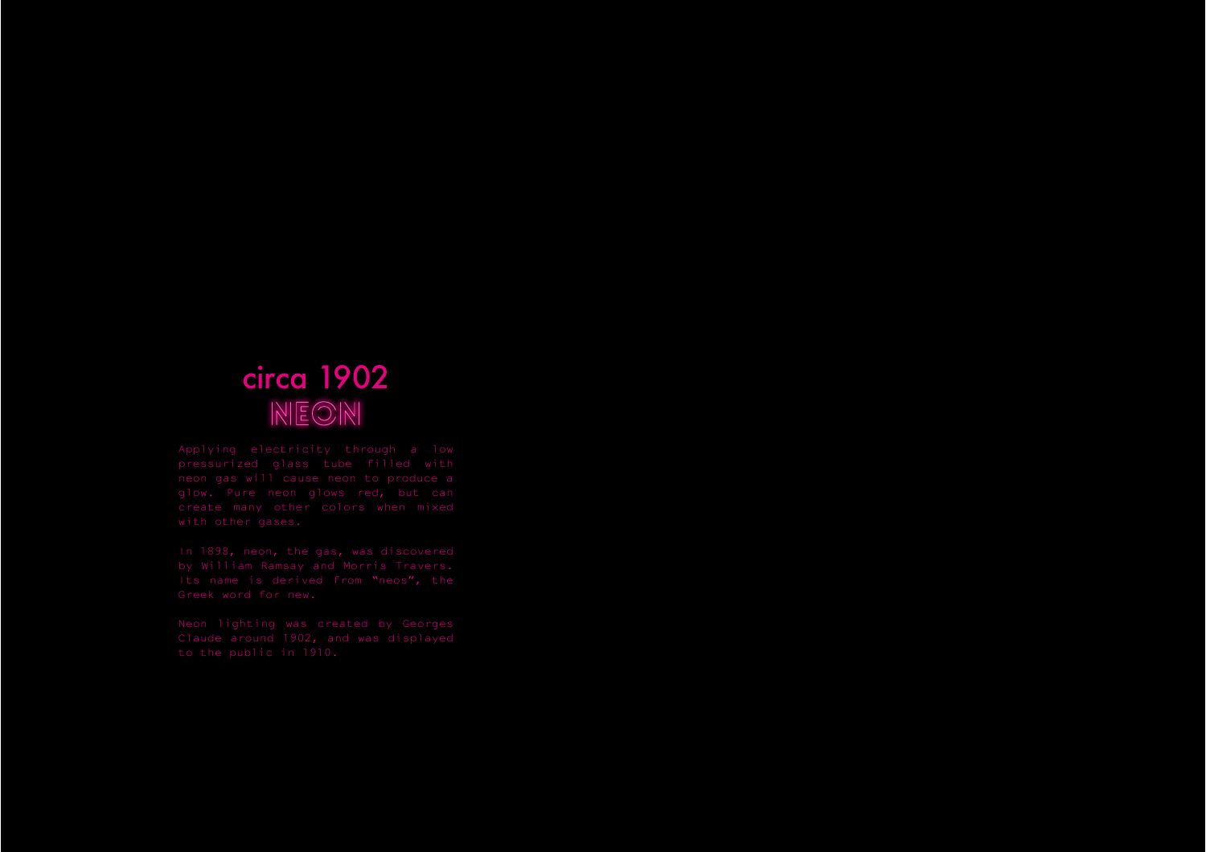## circa 1902

# NEON

Applying electricity through a low pressurized glass tube filled with neon gas will cause neon to produce a glow. Pure neon glows red, but can create many other colors when mixed with other gases.

In 1898, neon, the gas, was discovered by William Ramsay and Morris Travers. Its name is derived from "neos", the Greek word for new.

Neon lighting was created by Georges Claude around 1902, and was displayed to the public in 1910.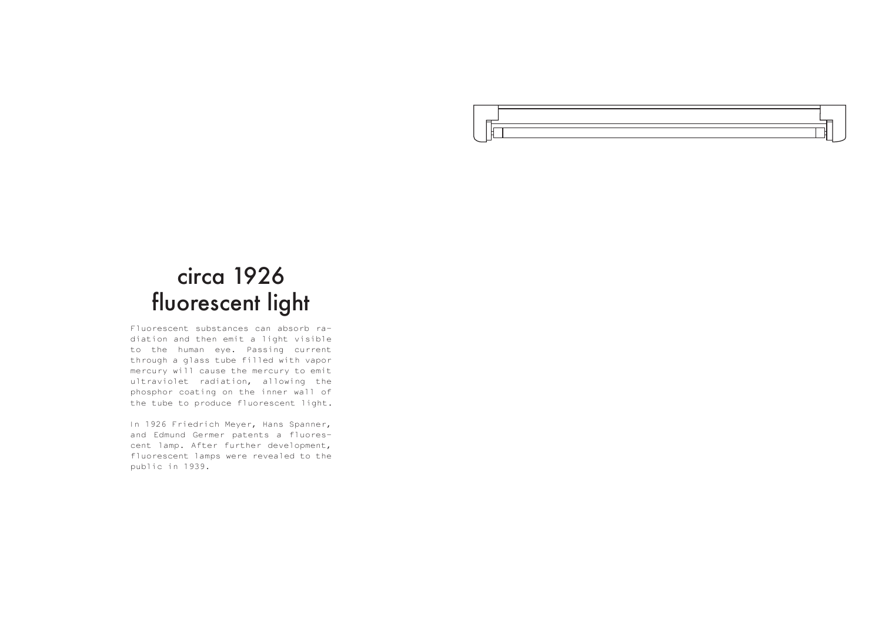# circa 1926
# fluorescent light

Fluorescent substances can absorb radiation and then emit a light visible to the human eye. Passing current through a glass tube filled with vapor mercury will cause the mercury to emit ultraviolet radiation, allowing the phosphor coating on the inner wall of the tube to produce fluorescent light.

In 1926 Friedrich Meyer, Hans Spanner, and Edmund Germer patents a fluorescent lamp. After further development, fluorescent lamps were revealed to the public in 1939.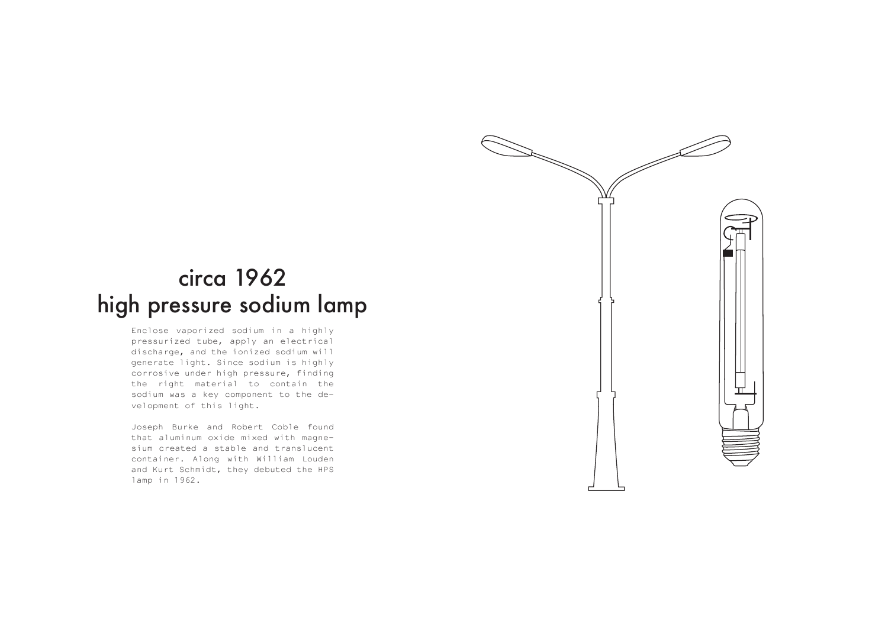# circa 1962
# high pressure sodium lamp

Enclose vaporized sodium in a highly pressurized tube, apply an electrical discharge, and the ionized sodium will generate light. Since sodium is highly corrosive under high pressure, finding the right material to contain the sodium was a key component to the development of this light.

Joseph Burke and Robert Coble found that aluminum oxide mixed with magnesium created a stable and translucent container. Along with William Louden and Kurt Schmidt, they debuted the HPS lamp in 1962.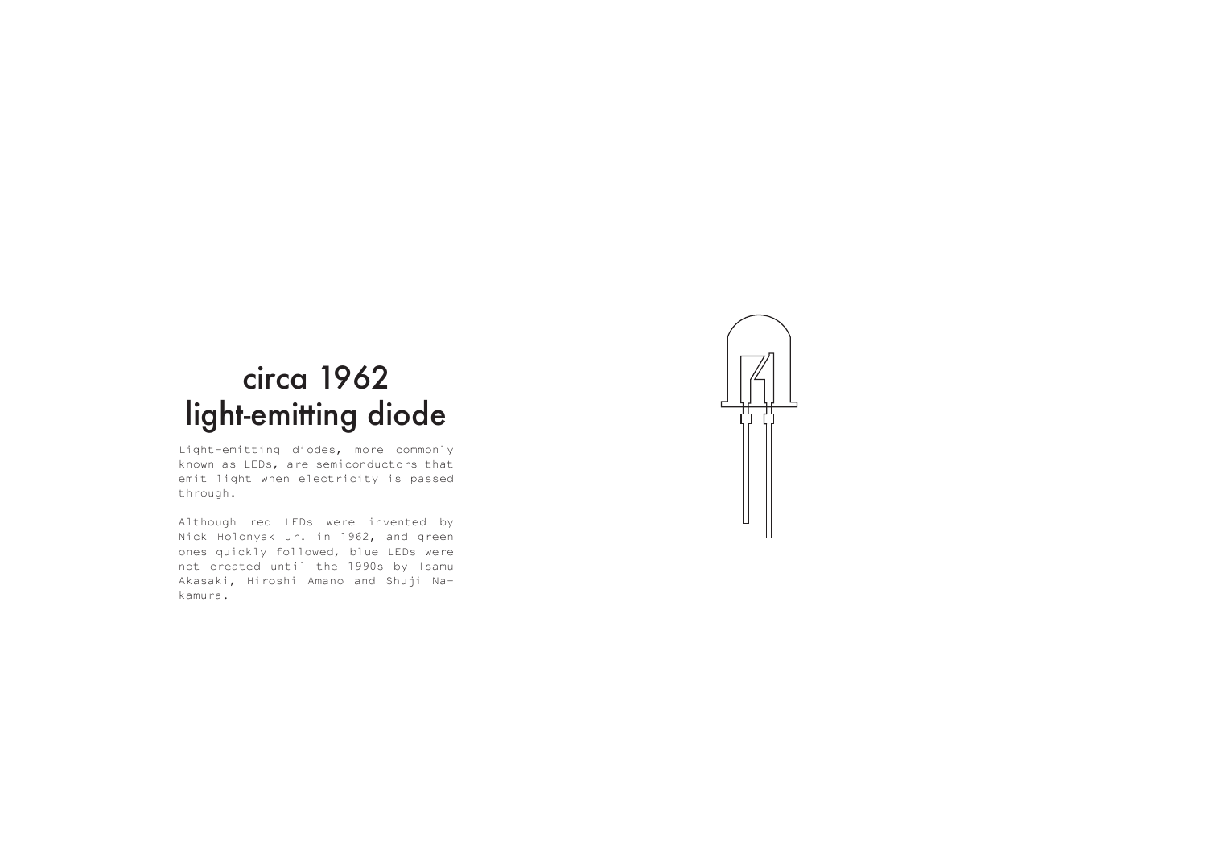# circa 1962
# light-emitting diode

Light-emitting diodes, more commonly known as LEDs, are semiconductors that emit light when electricity is passed through.

Although red LEDs were invented by Nick Holonyak Jr. in 1962, and green ones quickly followed, blue LEDs were not created until the 1990s by Isamu Akasaki, Hiroshi Amano and Shuji Nakamura.